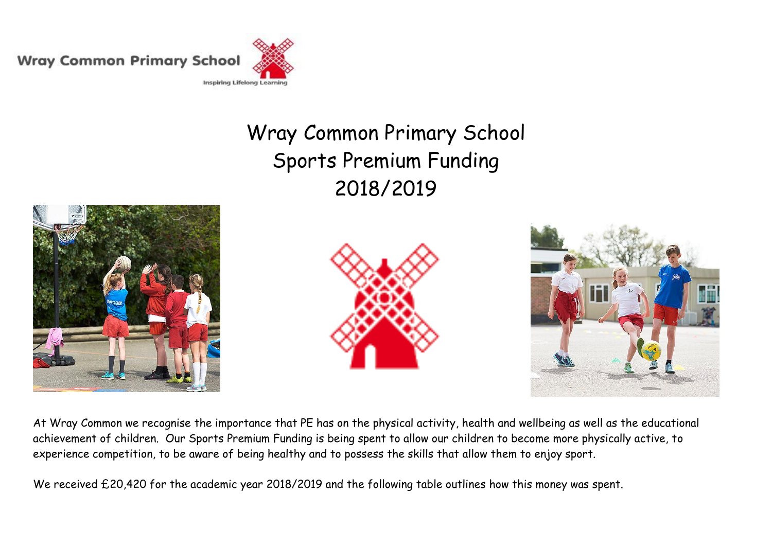Wray Common Primary School

Inspiring Lifelong Learning

# Wray Common Primary School
## Sports Premium Funding
## 2018/2019

At Wray Common we recognise the importance that PE has on the physical activity, health and wellbeing as well as the educational achievement of children. Our Sports Premium Funding is being spent to allow our children to become more physically active, to experience competition, to be aware of being healthy and to possess the skills that allow them to enjoy sport.

We received £20,420 for the academic year 2018/2019 and the following table outlines how this money was spent.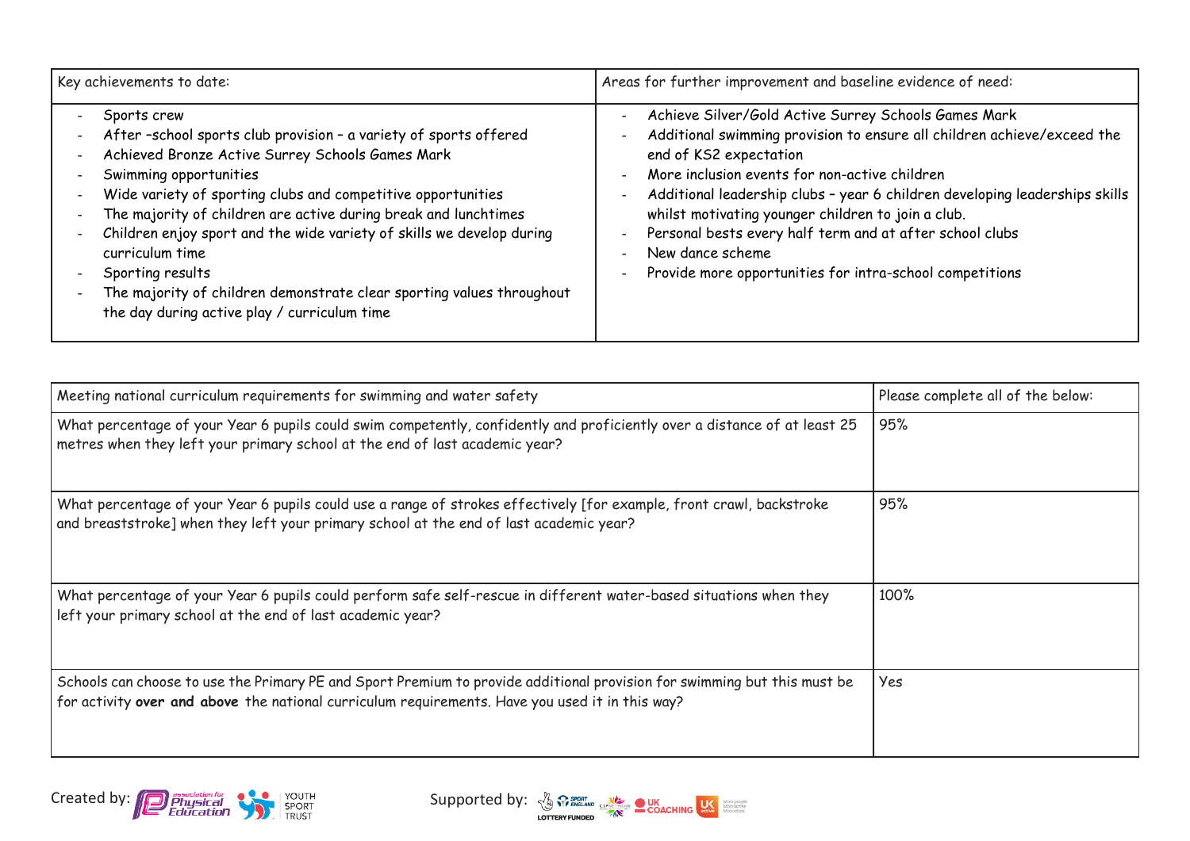| Key achievements to date: | Areas for further improvement and baseline evidence of need: |
|---|---|
| - Sports crew<br>- After –school sports club provision – a variety of sports offered<br>- Achieved Bronze Active Surrey Schools Games Mark<br>- Swimming opportunities<br>- Wide variety of sporting clubs and competitive opportunities<br>- The majority of children are active during break and lunchtimes<br>- Children enjoy sport and the wide variety of skills we develop during curriculum time<br>- Sporting results<br>- The majority of children demonstrate clear sporting values throughout the day during active play / curriculum time | - Achieve Silver/Gold Active Surrey Schools Games Mark<br>- Additional swimming provision to ensure all children achieve/exceed the end of KS2 expectation<br>- More inclusion events for non-active children<br>- Additional leadership clubs – year 6 children developing leaderships skills whilst motivating younger children to join a club.<br>- Personal bests every half term and at after school clubs<br>- New dance scheme<br>- Provide more opportunities for intra-school competitions |

| Meeting national curriculum requirements for swimming and water safety | Please complete all of the below: |
|---|---|
| What percentage of your Year 6 pupils could swim competently, confidently and proficiently over a distance of at least 25 metres when they left your primary school at the end of last academic year? | 95% |
| What percentage of your Year 6 pupils could use a range of strokes effectively [for example, front crawl, backstroke and breaststroke] when they left your primary school at the end of last academic year? | 95% |
| What percentage of your Year 6 pupils could perform safe self-rescue in different water-based situations when they left your primary school at the end of last academic year? | 100% |
| Schools can choose to use the Primary PE and Sport Premium to provide additional provision for swimming but this must be for activity **over and above** the national curriculum requirements. Have you used it in this way? | Yes |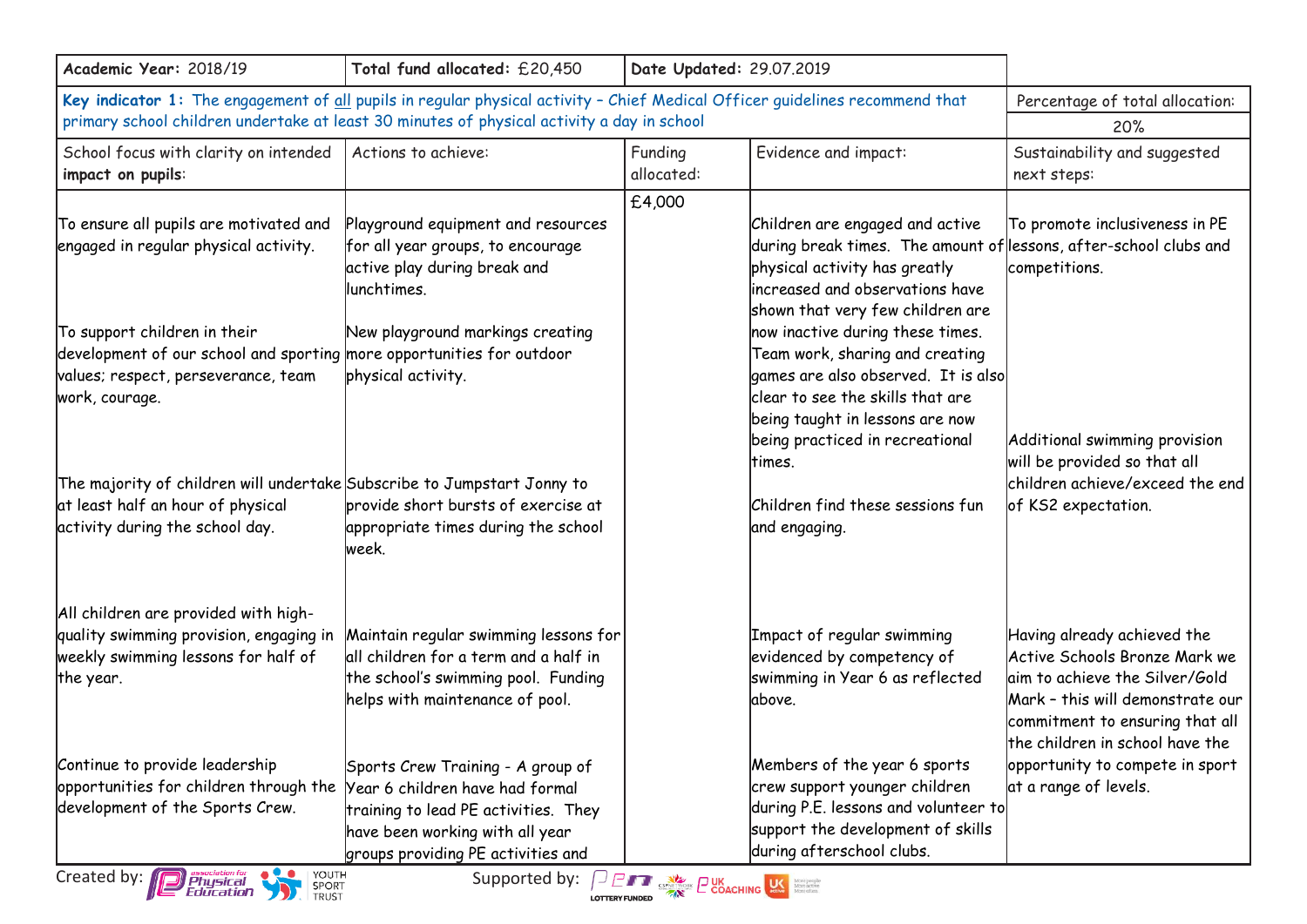| **Academic Year:** 2018/19 | **Total fund allocated:** £20,450 | **Date Updated:** 29.07.2019 | | |
|---|---|---|---|---|
| **Key indicator 1:** The engagement of all pupils in regular physical activity – Chief Medical Officer guidelines recommend that primary school children undertake at least 30 minutes of physical activity a day in school | | | | Percentage of total allocation: 20% |
| School focus with clarity on intended **impact on pupils**: | Actions to achieve: | Funding allocated: | Evidence and impact: | Sustainability and suggested next steps: |
| To ensure all pupils are motivated and engaged in regular physical activity. | Playground equipment and resources for all year groups, to encourage active play during break and lunchtimes. | £4,000 | Children are engaged and active during break times. The amount of physical activity has greatly increased and observations have shown that very few children are now inactive during these times. Team work, sharing and creating games are also observed. It is also clear to see the skills that are being taught in lessons are now being practiced in recreational times. | To promote inclusiveness in PE lessons, after-school clubs and competitions. |
| To support children in their development of our school and sporting values; respect, perseverance, team work, courage. | New playground markings creating more opportunities for outdoor physical activity. | | | |
| The majority of children will undertake at least half an hour of physical activity during the school day. | Subscribe to Jumpstart Jonny to provide short bursts of exercise at appropriate times during the school week. | | Children find these sessions fun and engaging. | Additional swimming provision will be provided so that all children achieve/exceed the end of KS2 expectation. |
| All children are provided with high-quality swimming provision, engaging in weekly swimming lessons for half of the year. | Maintain regular swimming lessons for all children for a term and a half in the school's swimming pool. Funding helps with maintenance of pool. | | Impact of regular swimming evidenced by competency of swimming in Year 6 as reflected above. | Having already achieved the Active Schools Bronze Mark we aim to achieve the Silver/Gold Mark – this will demonstrate our commitment to ensuring that all the children in school have the opportunity to compete in sport at a range of levels. |
| Continue to provide leadership opportunities for children through the development of the Sports Crew. | Sports Crew Training - A group of Year 6 children have had formal training to lead PE activities. They have been working with all year groups providing PE activities and | | Members of the year 6 sports crew support younger children during P.E. lessons and volunteer to support the development of skills during afterschool clubs. | |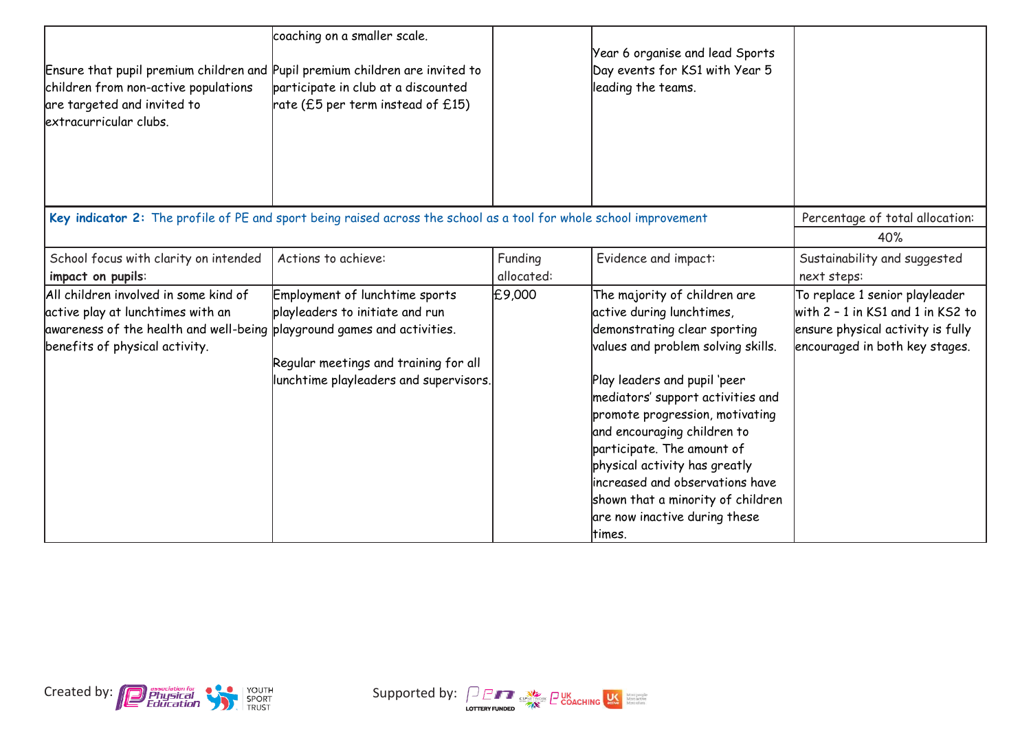| | | | | |
|---|---|---|---|---|
| Ensure that pupil premium children and children from non-active populations are targeted and invited to extracurricular clubs. | coaching on a smaller scale.<br><br>Pupil premium children are invited to participate in club at a discounted rate (£5 per term instead of £15) | | Year 6 organise and lead Sports Day events for KS1 with Year 5 leading the teams. | |

| **Key indicator 2:** The profile of PE and sport being raised across the school as a tool for whole school improvement | | | | Percentage of total allocation: |
|---|---|---|---|---|
| | | | | 40% |
| School focus with clarity on intended **impact on pupils**: | Actions to achieve: | Funding allocated: | Evidence and impact: | Sustainability and suggested next steps: |
| All children involved in some kind of active play at lunchtimes with an awareness of the health and well-being benefits of physical activity. | Employment of lunchtime sports playleaders to initiate and run playground games and activities.<br><br>Regular meetings and training for all lunchtime playleaders and supervisors. | £9,000 | The majority of children are active during lunchtimes, demonstrating clear sporting values and problem solving skills.<br><br>Play leaders and pupil 'peer mediators' support activities and promote progression, motivating and encouraging children to participate. The amount of physical activity has greatly increased and observations have shown that a minority of children are now inactive during these times. | To replace 1 senior playleader with 2 – 1 in KS1 and 1 in KS2 to ensure physical activity is fully encouraged in both key stages. |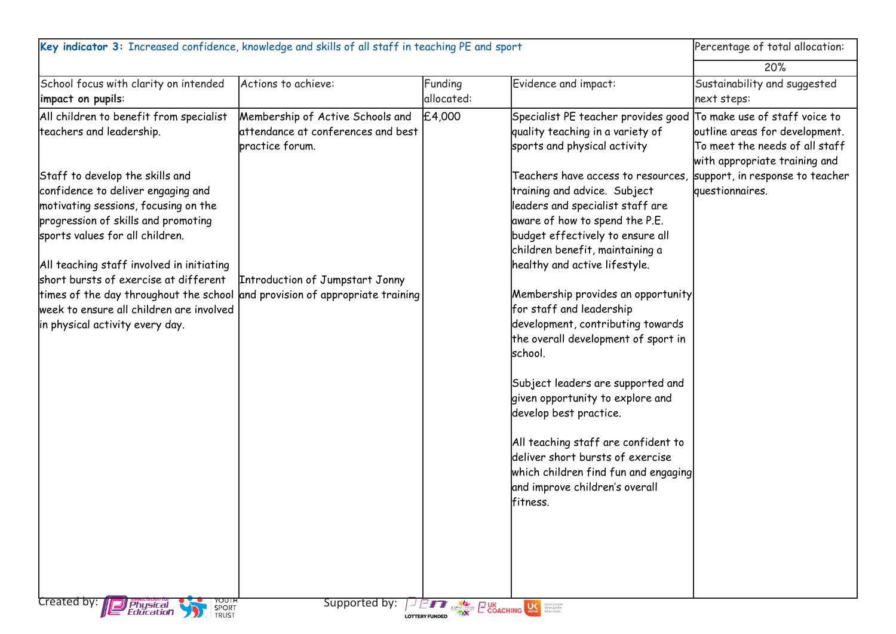| **Key indicator 3:** Increased confidence, knowledge and skills of all staff in teaching PE and sport | | | | Percentage of total allocation: |
|---|---|---|---|---|
| | | | | 20% |
| School focus with clarity on intended **impact on pupils**: | Actions to achieve: | Funding allocated: | Evidence and impact: | Sustainability and suggested next steps: |
| All children to benefit from specialist teachers and leadership.<br><br>Staff to develop the skills and confidence to deliver engaging and motivating sessions, focusing on the progression of skills and promoting sports values for all children.<br><br>All teaching staff involved in initiating short bursts of exercise at different times of the day throughout the school week to ensure all children are involved in physical activity every day. | Membership of Active Schools and attendance at conferences and best practice forum.<br><br>Introduction of Jumpstart Jonny and provision of appropriate training | £4,000 | Specialist PE teacher provides good quality teaching in a variety of sports and physical activity<br><br>Teachers have access to resources, training and advice. Subject leaders and specialist staff are aware of how to spend the P.E. budget effectively to ensure all children benefit, maintaining a healthy and active lifestyle.<br><br>Membership provides an opportunity for staff and leadership development, contributing towards the overall development of sport in school.<br><br>Subject leaders are supported and given opportunity to explore and develop best practice.<br><br>All teaching staff are confident to deliver short bursts of exercise which children find fun and engaging and improve children's overall fitness. | To make use of staff voice to outline areas for development. To meet the needs of all staff with appropriate training and support, in response to teacher questionnaires. |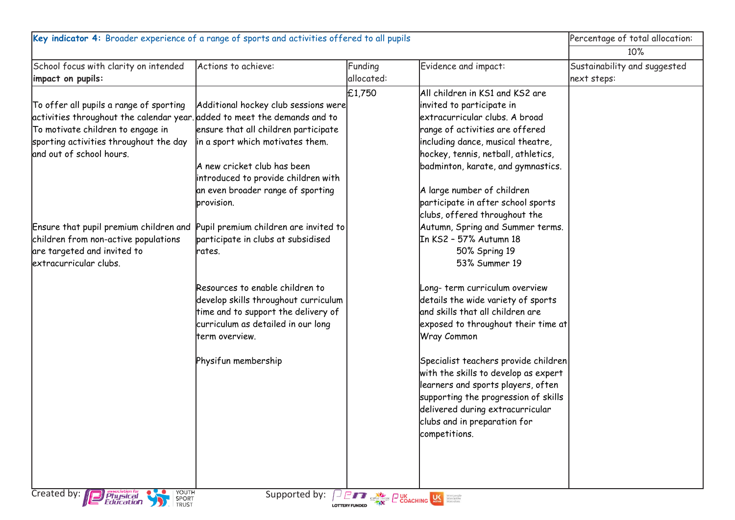| **Key indicator 4:** Broader experience of a range of sports and activities offered to all pupils | | | | Percentage of total allocation: |
|---|---|---|---|---|
| | | | | 10% |
| School focus with clarity on intended **impact on pupils:** | Actions to achieve: | Funding allocated: | Evidence and impact: | Sustainability and suggested next steps: |
| To offer all pupils a range of sporting activities throughout the calendar year. To motivate children to engage in sporting activities throughout the day and out of school hours.<br><br>Ensure that pupil premium children and children from non-active populations are targeted and invited to extracurricular clubs. | Additional hockey club sessions were added to meet the demands and to ensure that all children participate in a sport which motivates them.<br><br>A new cricket club has been introduced to provide children with an even broader range of sporting provision.<br><br>Pupil premium children are invited to participate in clubs at subsidised rates.<br><br>Resources to enable children to develop skills throughout curriculum time and to support the delivery of curriculum as detailed in our long term overview.<br><br>Physifun membership | £1,750 | All children in KS1 and KS2 are invited to participate in extracurricular clubs. A broad range of activities are offered including dance, musical theatre, hockey, tennis, netball, athletics, badminton, karate, and gymnastics.<br><br>A large number of children participate in after school sports clubs, offered throughout the Autumn, Spring and Summer terms.<br>In KS2 – 57% Autumn 18<br>50% Spring 19<br>53% Summer 19<br><br>Long- term curriculum overview details the wide variety of sports and skills that all children are exposed to throughout their time at Wray Common<br><br>Specialist teachers provide children with the skills to develop as expert learners and sports players, often supporting the progression of skills delivered during extracurricular clubs and in preparation for competitions. | |

Created by: association for Physical Education, Youth Sport Trust Supported by: LOTTERY FUNDED, UK Coaching, UK Active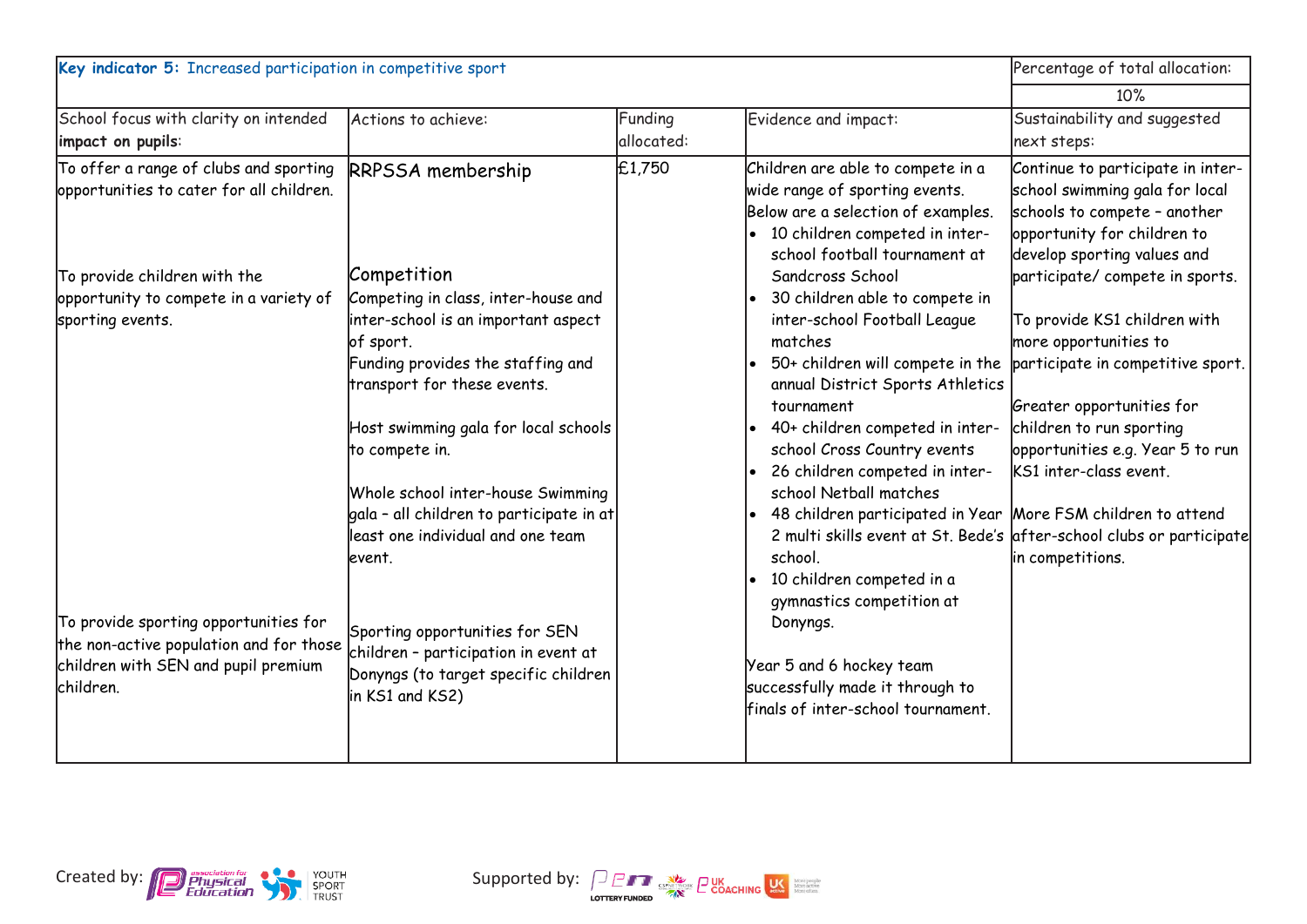| Key indicator 5: Increased participation in competitive sport | | | | Percentage of total allocation: |
|---|---|---|---|---|
| | | | | 10% |
| School focus with clarity on intended **impact on pupils**: | Actions to achieve: | Funding allocated: | Evidence and impact: | Sustainability and suggested next steps: |
| To offer a range of clubs and sporting opportunities to cater for all children.<br><br>To provide children with the opportunity to compete in a variety of sporting events.<br><br>To provide sporting opportunities for the non-active population and for those children with SEN and pupil premium children. | RRPSSA membership<br><br>Competition<br>Competing in class, inter-house and inter-school is an important aspect of sport.<br>Funding provides the staffing and transport for these events.<br><br>Host swimming gala for local schools to compete in.<br><br>Whole school inter-house Swimming gala – all children to participate in at least one individual and one team event.<br><br>Sporting opportunities for SEN children – participation in event at Donyngs (to target specific children in KS1 and KS2) | £1,750 | Children are able to compete in a wide range of sporting events.<br>Below are a selection of examples.<br>• 10 children competed in inter-school football tournament at Sandcross School<br>• 30 children able to compete in inter-school Football League matches<br>• 50+ children will compete in the annual District Sports Athletics tournament<br>• 40+ children competed in inter-school Cross Country events<br>• 26 children competed in inter-school Netball matches<br>• 48 children participated in Year 2 multi skills event at St. Bede's school.<br>• 10 children competed in a gymnastics competition at Donyngs.<br><br>Year 5 and 6 hockey team successfully made it through to finals of inter-school tournament. | Continue to participate in inter-school swimming gala for local schools to compete – another opportunity for children to develop sporting values and participate/ compete in sports.<br><br>To provide KS1 children with more opportunities to participate in competitive sport.<br><br>Greater opportunities for children to run sporting opportunities e.g. Year 5 to run KS1 inter-class event.<br><br>More FSM children to attend after-school clubs or participate in competitions. |

Created by: association for Physical Education, Youth Sport Trust

Supported by: LOTTERY FUNDED, UK COACHING